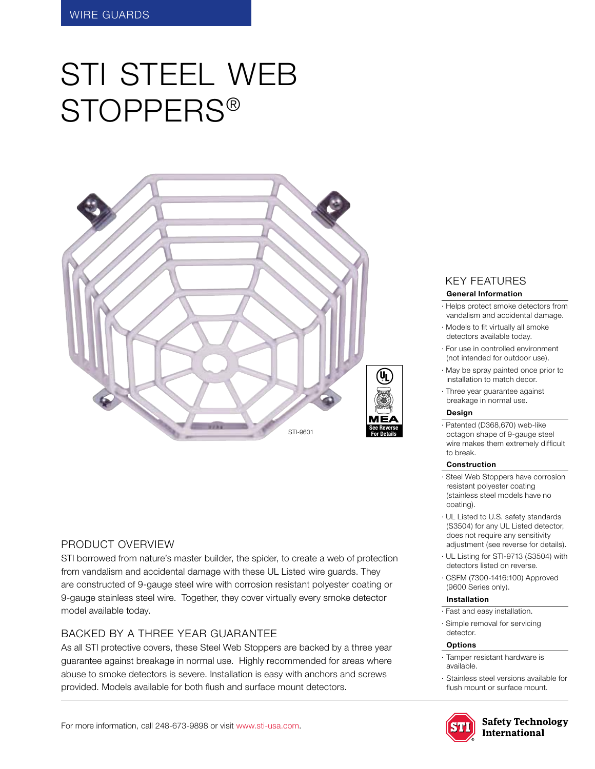WIRE GUARDS

# STI STEEL WEB STOPPERS®

STI-9601

See Reverse For Details

## KEY FEATURES

**General Information**

- Helps protect smoke detectors from vandalism and accidental damage.
- Models to fit virtually all smoke detectors available today.
- For use in controlled environment (not intended for outdoor use).
- May be spray painted once prior to installation to match decor.
- Three year guarantee against breakage in normal use.

**Design**

- Patented (D368,670) web-like octagon shape of 9-gauge steel wire makes them extremely difficult to break.

**Construction**

- Steel Web Stoppers have corrosion resistant polyester coating (stainless steel models have no coating).
- UL Listed to U.S. safety standards (S3504) for any UL Listed detector, does not require any sensitivity adjustment (see reverse for details).
- UL Listing for STI-9713 (S3504) with detectors listed on reverse.
- CSFM (7300-1416:100) Approved (9600 Series only).

**Installation**

- Fast and easy installation.
- Simple removal for servicing detector.

**Options**

- Tamper resistant hardware is available.
- Stainless steel versions available for flush mount or surface mount.

## PRODUCT OVERVIEW

STI borrowed from nature's master builder, the spider, to create a web of protection from vandalism and accidental damage with these UL Listed wire guards. They are constructed of 9-gauge steel wire with corrosion resistant polyester coating or 9-gauge stainless steel wire. Together, they cover virtually every smoke detector model available today.

## BACKED BY A THREE YEAR GUARANTEE

As all STI protective covers, these Steel Web Stoppers are backed by a three year guarantee against breakage in normal use. Highly recommended for areas where abuse to smoke detectors is severe. Installation is easy with anchors and screws provided. Models available for both flush and surface mount detectors.

For more information, call 248-673-9898 or visit www.sti-usa.com.

Safety Technology International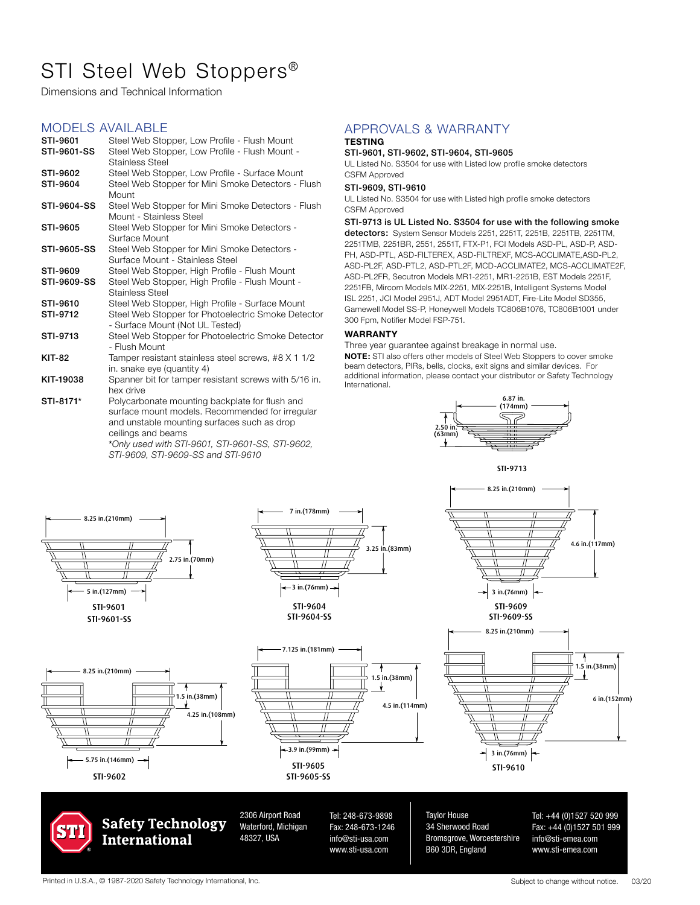# STI Steel Web Stoppers®

Dimensions and Technical Information

## MODELS AVAILABLE

| | |
|---|---|
| **STI-9601** | Steel Web Stopper, Low Profile - Flush Mount |
| **STI-9601-SS** | Steel Web Stopper, Low Profile - Flush Mount - Stainless Steel |
| **STI-9602** | Steel Web Stopper, Low Profile - Surface Mount |
| **STI-9604** | Steel Web Stopper for Mini Smoke Detectors - Flush Mount |
| **STI-9604-SS** | Steel Web Stopper for Mini Smoke Detectors - Flush Mount - Stainless Steel |
| **STI-9605** | Steel Web Stopper for Mini Smoke Detectors - Surface Mount |
| **STI-9605-SS** | Steel Web Stopper for Mini Smoke Detectors - Surface Mount - Stainless Steel |
| **STI-9609** | Steel Web Stopper, High Profile - Flush Mount |
| **STI-9609-SS** | Steel Web Stopper, High Profile - Flush Mount - Stainless Steel |
| **STI-9610** | Steel Web Stopper, High Profile - Surface Mount |
| **STI-9712** | Steel Web Stopper for Photoelectric Smoke Detector - Surface Mount (Not UL Tested) |
| **STI-9713** | Steel Web Stopper for Photoelectric Smoke Detector - Flush Mount |
| **KIT-82** | Tamper resistant stainless steel screws, #8 X 1 1/2 in. snake eye (quantity 4) |
| **KIT-19038** | Spanner bit for tamper resistant screws with 5/16 in. hex drive |
| **STI-8171*** | Polycarbonate mounting backplate for flush and surface mount models. Recommended for irregular and unstable mounting surfaces such as drop ceilings and beams<br>**Only used with STI-9601, STI-9601-SS, STI-9602, STI-9609, STI-9609-SS and STI-9610* |

## APPROVALS & WARRANTY

### TESTING

**STI-9601, STI-9602, STI-9604, STI-9605**

UL Listed No. S3504 for use with Listed low profile smoke detectors
CSFM Approved

**STI-9609, STI-9610**

UL Listed No. S3504 for use with Listed high profile smoke detectors
CSFM Approved

**STI-9713 is UL Listed No. S3504 for use with the following smoke detectors:** System Sensor Models 2251, 2251T, 2251B, 2251TB, 2251TM, 2251TMB, 2251BR, 2551, 2551T, FTX-P1, FCI Models ASD-PL, ASD-P, ASD-PH, ASD-PTL, ASD-FILTEREX, ASD-FILTREXF, MCS-ACCLIMATE,ASD-PL2, ASD-PL2F, ASD-PTL2, ASD-PTL2F, MCD-ACCLIMATE2, MCS-ACCLIMATE2F, ASD-PL2FR, Secutron Models MR1-2251, MR1-2251B, EST Models 2251F, 2251FB, Mircom Models MIX-2251, MIX-2251B, Intelligent Systems Model ISL 2251, JCI Model 2951J, ADT Model 2951ADT, Fire-Lite Model SD355, Gamewell Model SS-P, Honeywell Models TC806B1076, TC806B1001 under 300 Fpm, Notifier Model FSP-751.

### WARRANTY

Three year guarantee against breakage in normal use.

**NOTE:** STI also offers other models of Steel Web Stoppers to cover smoke beam detectors, PIRs, bells, clocks, exit signs and similar devices. For additional information, please contact your distributor or Safety Technology International.

6.87 in. (174mm)
2.50 in. (63mm)
STI-9713

8.25 in.(210mm)
2.75 in.(70mm)
5 in.(127mm)
STI-9601
STI-9601-SS

7 in.(178mm)
3.25 in.(83mm)
3 in.(76mm)
STI-9604
STI-9604-SS

8.25 in.(210mm)
4.6 in.(117mm)
3 in.(76mm)
STI-9609
STI-9609-SS

8.25 in.(210mm)
1.5 in.(38mm)
4.25 in.(108mm)
5.75 in.(146mm)
STI-9602

7.125 in.(181mm)
1.5 in.(38mm)
4.5 in.(114mm)
3.9 in.(99mm)
STI-9605
STI-9605-SS

8.25 in.(210mm)
1.5 in.(38mm)
6 in.(152mm)
3 in.(76mm)
STI-9610

**Safety Technology International**

2306 Airport Road
Waterford, Michigan
48327, USA

Tel: 248-673-9898
Fax: 248-673-1246
info@sti-usa.com
www.sti-usa.com

Taylor House
34 Sherwood Road
Bromsgrove, Worcestershire
B60 3DR, England

Tel: +44 (0)1527 520 999
Fax: +44 (0)1527 501 999
info@sti-emea.com
www.sti-emea.com

Printed in U.S.A., © 1987-2020 Safety Technology International, Inc. Subject to change without notice. 03/20